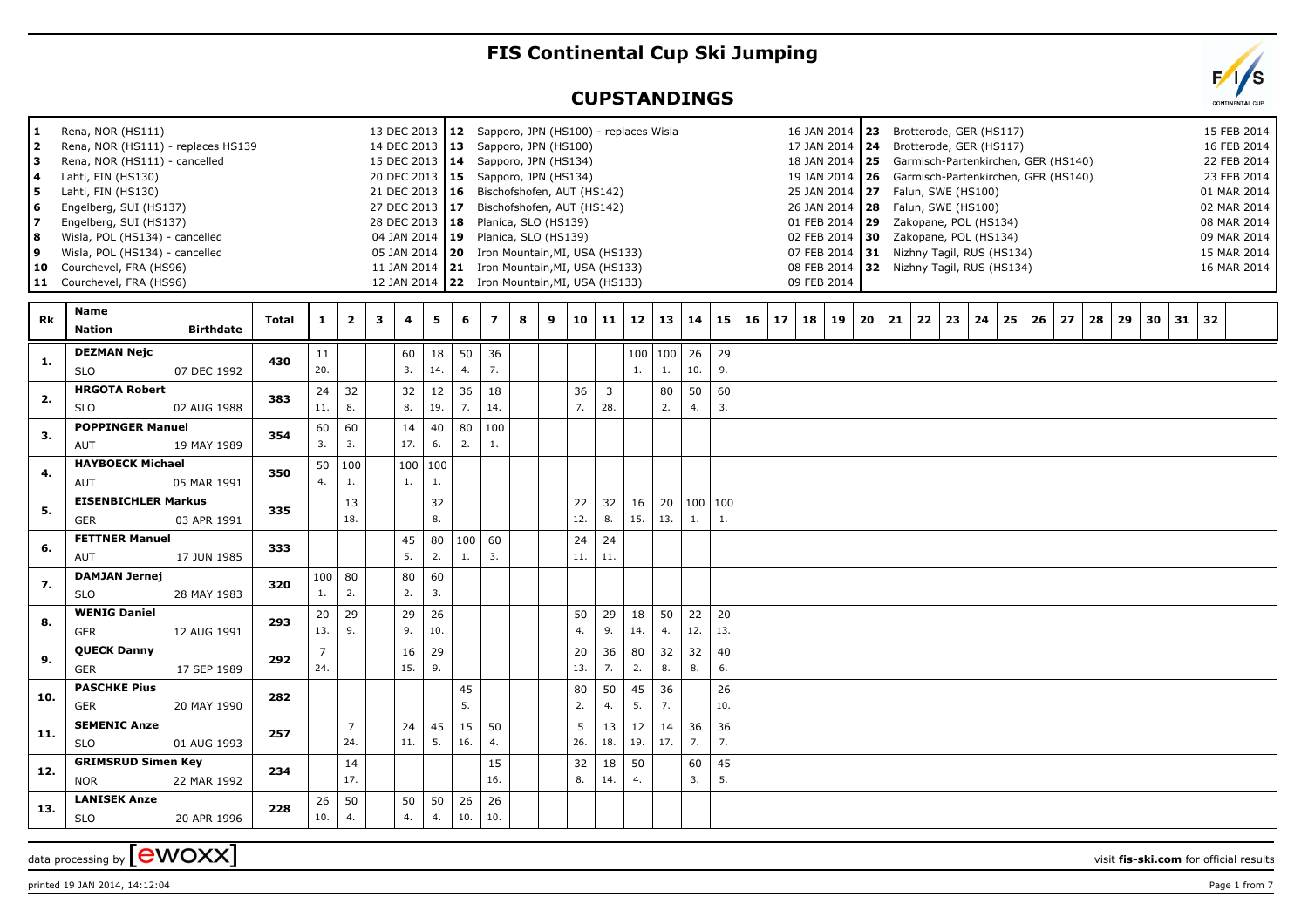# FIS Continental Cup Ski Jumping

## CUPSTANDINGS

| No. | Venue | Date |
|---|---|---|
| 1 | Rena, NOR (HS111) | 13 DEC 2013 |
| 2 | Rena, NOR (HS111) - replaces HS139 | 14 DEC 2013 |
| 3 | Rena, NOR (HS111) - cancelled | 15 DEC 2013 |
| 4 | Lahti, FIN (HS130) | 20 DEC 2013 |
| 5 | Lahti, FIN (HS130) | 21 DEC 2013 |
| 6 | Engelberg, SUI (HS137) | 27 DEC 2013 |
| 7 | Engelberg, SUI (HS137) | 28 DEC 2013 |
| 8 | Wisla, POL (HS134) - cancelled | 04 JAN 2014 |
| 9 | Wisla, POL (HS134) - cancelled | 05 JAN 2014 |
| 10 | Courchevel, FRA (HS96) | 11 JAN 2014 |
| 11 | Courchevel, FRA (HS96) | 12 JAN 2014 |
| 12 | Sapporo, JPN (HS100) - replaces Wisla | 16 JAN 2014 |
| 13 | Sapporo, JPN (HS100) | 17 JAN 2014 |
| 14 | Sapporo, JPN (HS134) | 18 JAN 2014 |
| 15 | Sapporo, JPN (HS134) | 19 JAN 2014 |
| 16 | Bischofshofen, AUT (HS142) | 25 JAN 2014 |
| 17 | Bischofshofen, AUT (HS142) | 26 JAN 2014 |
| 18 | Planica, SLO (HS139) | 01 FEB 2014 |
| 19 | Planica, SLO (HS139) | 02 FEB 2014 |
| 20 | Iron Mountain,MI, USA (HS133) | 07 FEB 2014 |
| 21 | Iron Mountain,MI, USA (HS133) | 08 FEB 2014 |
| 22 | Iron Mountain,MI, USA (HS133) | 09 FEB 2014 |
| 23 | Brotterode, GER (HS117) | 15 FEB 2014 |
| 24 | Brotterode, GER (HS117) | 16 FEB 2014 |
| 25 | Garmisch-Partenkirchen, GER (HS140) | 22 FEB 2014 |
| 26 | Garmisch-Partenkirchen, GER (HS140) | 23 FEB 2014 |
| 27 | Falun, SWE (HS100) | 01 MAR 2014 |
| 28 | Falun, SWE (HS100) | 02 MAR 2014 |
| 29 | Zakopane, POL (HS134) | 08 MAR 2014 |
| 30 | Zakopane, POL (HS134) | 09 MAR 2014 |
| 31 | Nizhny Tagil, RUS (HS134) | 15 MAR 2014 |
| 32 | Nizhny Tagil, RUS (HS134) | 16 MAR 2014 |

| Rk | Name / Nation | Birthdate | Total | 1 | 2 | 3 | 4 | 5 | 6 | 7 | 8 | 9 | 10 | 11 | 12 | 13 | 14 | 15 | 16 | 17 | 18 | 19 | 20 | 21 | 22 | 23 | 24 | 25 | 26 | 27 | 28 | 29 | 30 | 31 | 32 |
|---|---|---|---|---|---|---|---|---|---|---|---|---|---|---|---|---|---|---|---|---|---|---|---|---|---|---|---|---|---|---|---|---|---|---|---|
| 1. | DEZMAN Nejc / SLO | 07 DEC 1992 | 430 | 11 (20.) | | | 60 (3.) | 18 (14.) | 50 (4.) | 36 (7.) | | | | | 100 (1.) | 100 (1.) | 26 (10.) | 29 (9.) | | | | | | | | | | | | | | | | | |
| 2. | HRGOTA Robert / SLO | 02 AUG 1988 | 383 | 24 (11.) | 32 (8.) | | 32 (8.) | 12 (19.) | 36 (7.) | 18 (14.) | | | 36 (7.) | 3 (28.) | | 80 (2.) | 50 (4.) | 60 (3.) | | | | | | | | | | | | | | | | | |
| 3. | POPPINGER Manuel / AUT | 19 MAY 1989 | 354 | 60 (3.) | 60 (3.) | | 14 (17.) | 40 (6.) | 80 (2.) | 100 (1.) | | | | | | | | | | | | | | | | | | | | | | | | | |
| 4. | HAYBOECK Michael / AUT | 05 MAR 1991 | 350 | 50 (4.) | 100 (1.) | | 100 (1.) | 100 (1.) | | | | | | | | | | | | | | | | | | | | | | | | | | | |
| 5. | EISENBICHLER Markus / GER | 03 APR 1991 | 335 | | 13 (18.) | | | 32 (8.) | | | | | 22 (12.) | 32 (8.) | 16 (15.) | 20 (13.) | 100 (1.) | 100 (1.) | | | | | | | | | | | | | | | | | |
| 6. | FETTNER Manuel / AUT | 17 JUN 1985 | 333 | | | | 45 (5.) | 80 (2.) | 100 (1.) | 60 (3.) | | | 24 (11.) | 24 (11.) | | | | | | | | | | | | | | | | | | | | | |
| 7. | DAMJAN Jernej / SLO | 28 MAY 1983 | 320 | 100 (1.) | 80 (2.) | | 80 (2.) | 60 (3.) | | | | | | | | | | | | | | | | | | | | | | | | | | | |
| 8. | WENIG Daniel / GER | 12 AUG 1991 | 293 | 20 (13.) | 29 (9.) | | 29 (9.) | 26 (10.) | | | | | 50 (4.) | 29 (9.) | 18 (14.) | 50 (4.) | 22 (12.) | 20 (13.) | | | | | | | | | | | | | | | | | |
| 9. | QUECK Danny / GER | 17 SEP 1989 | 292 | 7 (24.) | | | 16 (15.) | 29 (9.) | | | | | 20 (13.) | 36 (7.) | 80 (2.) | 32 (8.) | 32 (8.) | 40 (6.) | | | | | | | | | | | | | | | | | |
| 10. | PASCHKE Pius / GER | 20 MAY 1990 | 282 | | | | | | 45 (5.) | | | | 80 (2.) | 50 (4.) | 45 (5.) | 36 (7.) | | 26 (10.) | | | | | | | | | | | | | | | | | |
| 11. | SEMENIC Anze / SLO | 01 AUG 1993 | 257 | | 7 (24.) | | 24 (11.) | 45 (5.) | 15 (16.) | 50 (4.) | | | 5 (26.) | 13 (18.) | 12 (19.) | 14 (17.) | 36 (7.) | 36 (7.) | | | | | | | | | | | | | | | | | |
| 12. | GRIMSRUD Simen Key / NOR | 22 MAR 1992 | 234 | | 14 (17.) | | | | | 15 (16.) | | | 32 (8.) | 18 (14.) | 50 (4.) | | 60 (3.) | 45 (5.) | | | | | | | | | | | | | | | | | |
| 13. | LANISEK Anze / SLO | 20 APR 1996 | 228 | 26 (10.) | 50 (4.) | | 50 (4.) | 50 (4.) | 26 (10.) | 26 (10.) | | | | | | | | | | | | | | | | | | | | | | | | | |

data processing by [ewoxx]

visit **fis-ski.com** for official results

printed 19 JAN 2014, 14:12:04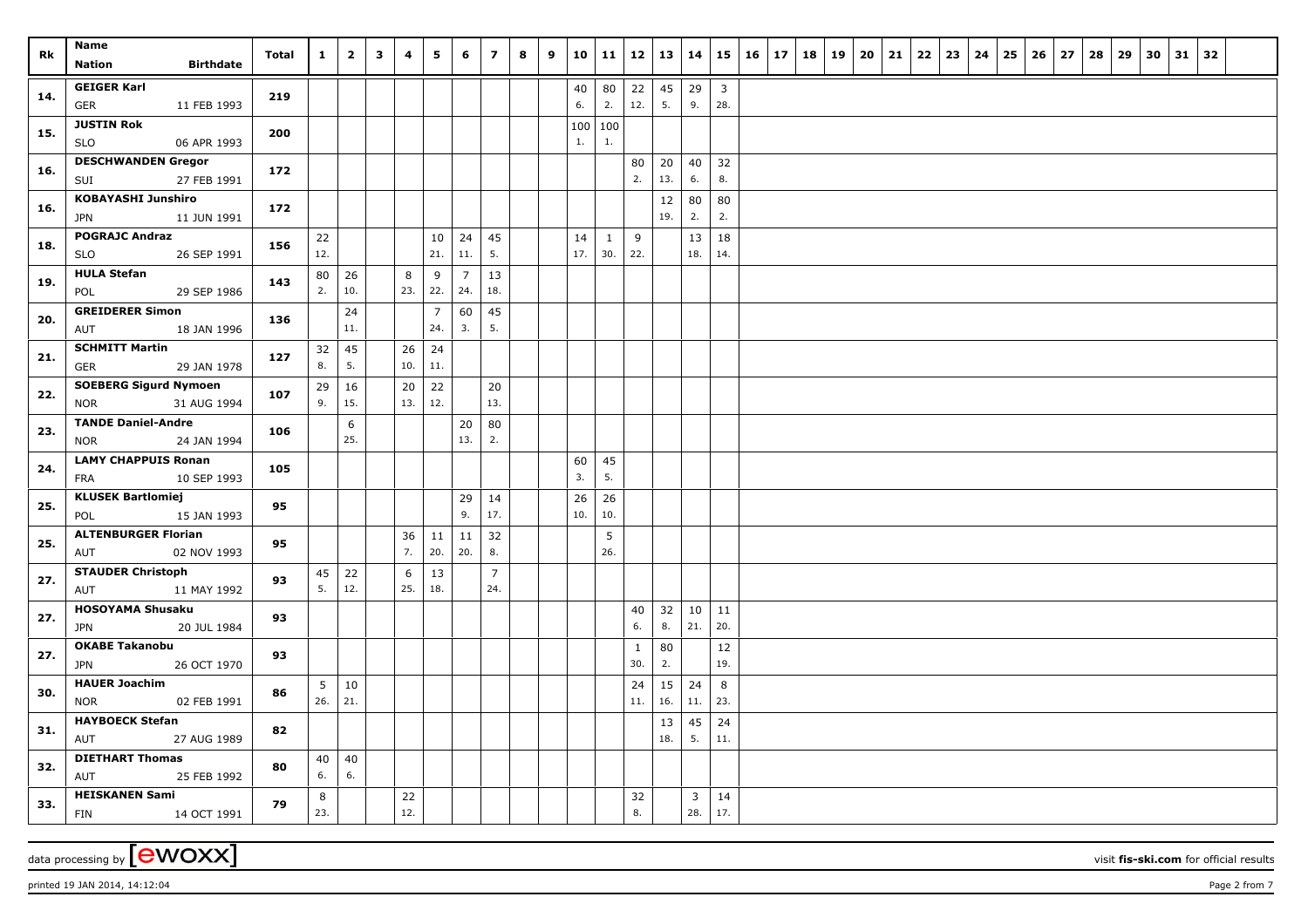| Rk | Name<br>Nation Birthdate | Total | 1 | 2 | 3 | 4 | 5 | 6 | 7 | 8 | 9 | 10 | 11 | 12 | 13 | 14 | 15 | 16 | 17 | 18 | 19 | 20 | 21 | 22 | 23 | 24 | 25 | 26 | 27 | 28 | 29 | 30 | 31 | 32 |
|---|---|---|---|---|---|---|---|---|---|---|---|---|---|---|---|---|---|---|---|---|---|---|---|---|---|---|---|---|---|---|---|---|---|---|
| 14. | **GEIGER Karl**<br>GER 11 FEB 1993 | **219** | | | | | | | | | | 40 (6.) | 80 (2.) | 22 (12.) | 45 (5.) | 29 (9.) | 3 (28.) | | | | | | | | | | | | | | | | | |
| 15. | **JUSTIN Rok**<br>SLO 06 APR 1993 | **200** | | | | | | | | | | 100 (1.) | 100 (1.) | | | | | | | | | | | | | | | | | | | | | |
| 16. | **DESCHWANDEN Gregor**<br>SUI 27 FEB 1991 | **172** | | | | | | | | | | | | 80 (2.) | 20 (13.) | 40 (6.) | 32 (8.) | | | | | | | | | | | | | | | | | |
| 16. | **KOBAYASHI Junshiro**<br>JPN 11 JUN 1991 | **172** | | | | | | | | | | | | | 12 (19.) | 80 (2.) | 80 (2.) | | | | | | | | | | | | | | | | | |
| 18. | **POGRAJC Andraz**<br>SLO 26 SEP 1991 | **156** | 22 (12.) | | | | 10 (21.) | 24 (11.) | 45 (5.) | | | 14 (17.) | 1 (30.) | 9 (22.) | | 13 (18.) | 18 (14.) | | | | | | | | | | | | | | | | | |
| 19. | **HULA Stefan**<br>POL 29 SEP 1986 | **143** | 80 (2.) | 26 (10.) | | 8 (23.) | 9 (22.) | 7 (24.) | 13 (18.) | | | | | | | | | | | | | | | | | | | | | | | | | |
| 20. | **GREIDERER Simon**<br>AUT 18 JAN 1996 | **136** | | 24 (11.) | | | 7 (24.) | 60 (3.) | 45 (5.) | | | | | | | | | | | | | | | | | | | | | | | | | |
| 21. | **SCHMITT Martin**<br>GER 29 JAN 1978 | **127** | 32 (8.) | 45 (5.) | | 26 (10.) | 24 (11.) | | | | | | | | | | | | | | | | | | | | | | | | | | | |
| 22. | **SOEBERG Sigurd Nymoen**<br>NOR 31 AUG 1994 | **107** | 29 (9.) | 16 (15.) | | 20 (13.) | 22 (12.) | | 20 (13.) | | | | | | | | | | | | | | | | | | | | | | | | | |
| 23. | **TANDE Daniel-Andre**<br>NOR 24 JAN 1994 | **106** | | 6 (25.) | | | | 20 (13.) | 80 (2.) | | | | | | | | | | | | | | | | | | | | | | | | | |
| 24. | **LAMY CHAPPUIS Ronan**<br>FRA 10 SEP 1993 | **105** | | | | | | | | | | 60 (3.) | 45 (5.) | | | | | | | | | | | | | | | | | | | | | |
| 25. | **KLUSEK Bartlomiej**<br>POL 15 JAN 1993 | **95** | | | | | | 29 (9.) | 14 (17.) | | | 26 (10.) | 26 (10.) | | | | | | | | | | | | | | | | | | | | | |
| 25. | **ALTENBURGER Florian**<br>AUT 02 NOV 1993 | **95** | | | | 36 (7.) | 11 (20.) | 11 (20.) | 32 (8.) | | | | 5 (26.) | | | | | | | | | | | | | | | | | | | | | |
| 27. | **STAUDER Christoph**<br>AUT 11 MAY 1992 | **93** | 45 (5.) | 22 (12.) | | 6 (25.) | 13 (18.) | | 7 (24.) | | | | | | | | | | | | | | | | | | | | | | | | | |
| 27. | **HOSOYAMA Shusaku**<br>JPN 20 JUL 1984 | **93** | | | | | | | | | | | | 40 (6.) | 32 (8.) | 10 (21.) | 11 (20.) | | | | | | | | | | | | | | | | | |
| 27. | **OKABE Takanobu**<br>JPN 26 OCT 1970 | **93** | | | | | | | | | | | | 1 (30.) | 80 (2.) | | 12 (19.) | | | | | | | | | | | | | | | | | |
| 30. | **HAUER Joachim**<br>NOR 02 FEB 1991 | **86** | 5 (26.) | 10 (21.) | | | | | | | | | | 24 (11.) | 15 (16.) | 24 (11.) | 8 (23.) | | | | | | | | | | | | | | | | | |
| 31. | **HAYBOECK Stefan**<br>AUT 27 AUG 1989 | **82** | | | | | | | | | | | | | 13 (18.) | 45 (5.) | 24 (11.) | | | | | | | | | | | | | | | | | |
| 32. | **DIETHART Thomas**<br>AUT 25 FEB 1992 | **80** | 40 (6.) | 40 (6.) | | | | | | | | | | | | | | | | | | | | | | | | | | | | | | |
| 33. | **HEISKANEN Sami**<br>FIN 14 OCT 1991 | **79** | 8 (23.) | | | 22 (12.) | | | | | | | | 32 (8.) | | 3 (28.) | 14 (17.) | | | | | | | | | | | | | | | | | |

data processing by [ewoxx] — visit **fis-ski.com** for official results

printed 19 JAN 2014, 14:12:04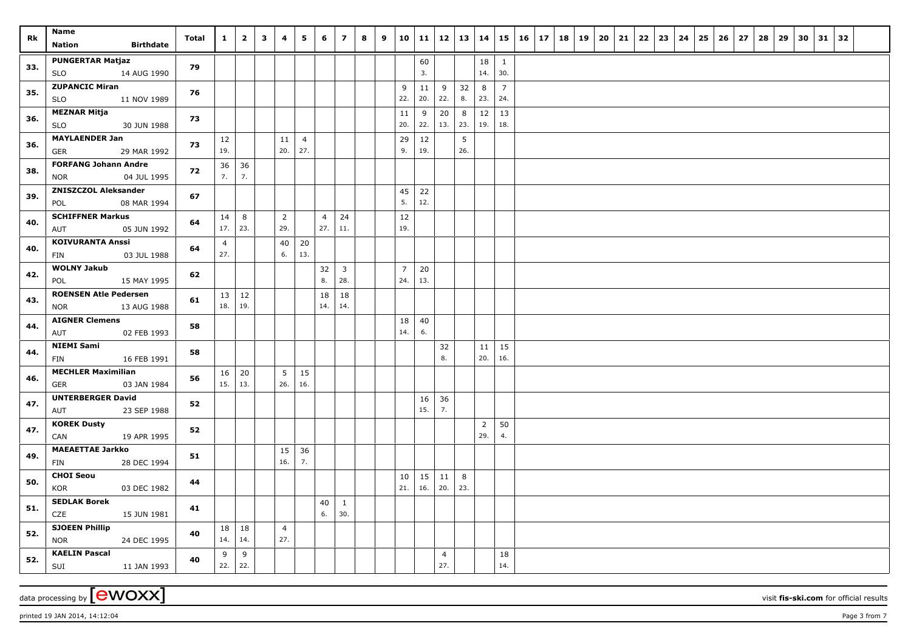| Rk | Name<br>Nation Birthdate | Total | 1 | 2 | 3 | 4 | 5 | 6 | 7 | 8 | 9 | 10 | 11 | 12 | 13 | 14 | 15 | 16 | 17 | 18 | 19 | 20 | 21 | 22 | 23 | 24 | 25 | 26 | 27 | 28 | 29 | 30 | 31 | 32 |
|---|---|---|---|---|---|---|---|---|---|---|---|---|---|---|---|---|---|---|---|---|---|---|---|---|---|---|---|---|---|---|---|---|---|---|
| 33. | PUNGERTAR Matjaz<br>SLO 14 AUG 1990 | 79 | | | | | | | | | | | 60<br>3. | | | 18<br>14. | 1<br>30. | | | | | | | | | | | | | | | | | |
| 35. | ZUPANCIC Miran<br>SLO 11 NOV 1989 | 76 | | | | | | | | | | 9<br>22. | 11<br>20. | 9<br>22. | 32<br>8. | 8<br>23. | 7<br>24. | | | | | | | | | | | | | | | | | |
| 36. | MEZNAR Mitja<br>SLO 30 JUN 1988 | 73 | | | | | | | | | | 11<br>20. | 9<br>22. | 20<br>13. | 8<br>23. | 12<br>19. | 13<br>18. | | | | | | | | | | | | | | | | | |
| 36. | MAYLAENDER Jan<br>GER 29 MAR 1992 | 73 | 12<br>19. | | | 11<br>20. | 4<br>27. | | | | | 29<br>9. | 12<br>19. | | 5<br>26. | | | | | | | | | | | | | | | | | | | |
| 38. | FORFANG Johann Andre<br>NOR 04 JUL 1995 | 72 | 36<br>7. | 36<br>7. | | | | | | | | | | | | | | | | | | | | | | | | | | | | | | |
| 39. | ZNISZCZOL Aleksander<br>POL 08 MAR 1994 | 67 | | | | | | | | | | 45<br>5. | 22<br>12. | | | | | | | | | | | | | | | | | | | | | |
| 40. | SCHIFFNER Markus<br>AUT 05 JUN 1992 | 64 | 14<br>17. | 8<br>23. | | 2<br>29. | | 4<br>27. | 24<br>11. | | | 12<br>19. | | | | | | | | | | | | | | | | | | | | | | |
| 40. | KOIVURANTA Anssi<br>FIN 03 JUL 1988 | 64 | 4<br>27. | | | 40<br>6. | 20<br>13. | | | | | | | | | | | | | | | | | | | | | | | | | | | |
| 42. | WOLNY Jakub<br>POL 15 MAY 1995 | 62 | | | | | | 32<br>8. | 3<br>28. | | | 7<br>24. | 20<br>13. | | | | | | | | | | | | | | | | | | | | | |
| 43. | ROENSEN Atle Pedersen<br>NOR 13 AUG 1988 | 61 | 13<br>18. | 12<br>19. | | | | 18<br>14. | 18<br>14. | | | | | | | | | | | | | | | | | | | | | | | | | |
| 44. | AIGNER Clemens<br>AUT 02 FEB 1993 | 58 | | | | | | | | | | 18<br>14. | 40<br>6. | | | | | | | | | | | | | | | | | | | | | |
| 44. | NIEMI Sami<br>FIN 16 FEB 1991 | 58 | | | | | | | | | | | | 32<br>8. | | 11<br>20. | 15<br>16. | | | | | | | | | | | | | | | | | |
| 46. | MECHLER Maximilian<br>GER 03 JAN 1984 | 56 | 16<br>15. | 20<br>13. | | 5<br>26. | 15<br>16. | | | | | | | | | | | | | | | | | | | | | | | | | | | |
| 47. | UNTERBERGER David<br>AUT 23 SEP 1988 | 52 | | | | | | | | | | | 16<br>15. | 36<br>7. | | | | | | | | | | | | | | | | | | | | |
| 47. | KOREK Dusty<br>CAN 19 APR 1995 | 52 | | | | | | | | | | | | | | 2<br>29. | 50<br>4. | | | | | | | | | | | | | | | | | |
| 49. | MAEAETTAE Jarkko<br>FIN 28 DEC 1994 | 51 | | | | 15<br>16. | 36<br>7. | | | | | | | | | | | | | | | | | | | | | | | | | | | |
| 50. | CHOI Seou<br>KOR 03 DEC 1982 | 44 | | | | | | | | | | 10<br>21. | 15<br>16. | 11<br>20. | 8<br>23. | | | | | | | | | | | | | | | | | | | |
| 51. | SEDLAK Borek<br>CZE 15 JUN 1981 | 41 | | | | | | 40<br>6. | 1<br>30. | | | | | | | | | | | | | | | | | | | | | | | | | |
| 52. | SJOEEN Phillip<br>NOR 24 DEC 1995 | 40 | 18<br>14. | 18<br>14. | | 4<br>27. | | | | | | | | | | | | | | | | | | | | | | | | | | | | |
| 52. | KAELIN Pascal<br>SUI 11 JAN 1993 | 40 | 9<br>22. | 9<br>22. | | | | | | | | | | 4<br>27. | | | 18<br>14. | | | | | | | | | | | | | | | | | |

data processing by ewoxx — visit fis-ski.com for official results

printed 19 JAN 2014, 14:12:04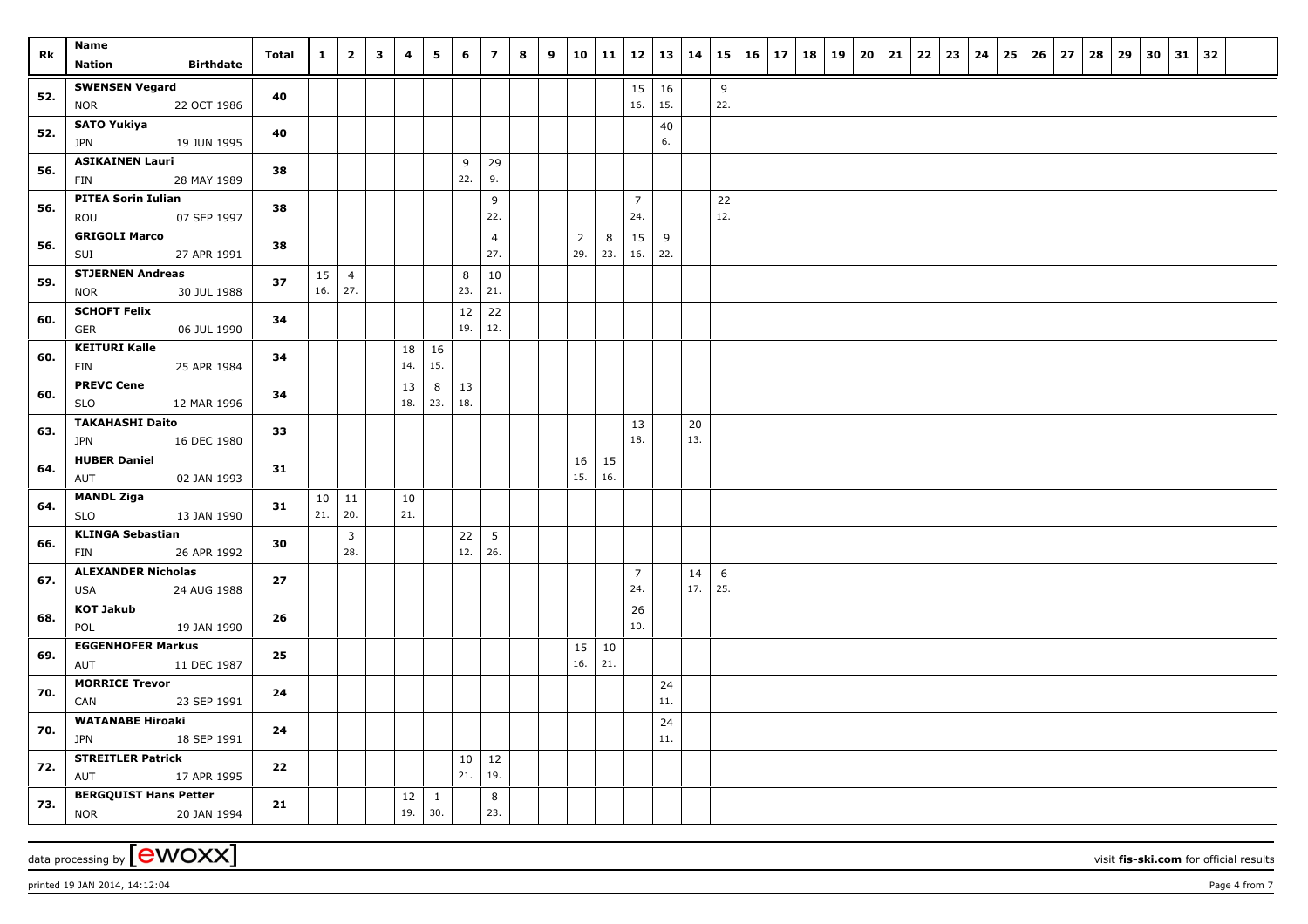| Rk | Name Nation Birthdate | Total | 1 | 2 | 3 | 4 | 5 | 6 | 7 | 8 | 9 | 10 | 11 | 12 | 13 | 14 | 15 | 16 | 17 | 18 | 19 | 20 | 21 | 22 | 23 | 24 | 25 | 26 | 27 | 28 | 29 | 30 | 31 | 32 |
|---|---|---|---|---|---|---|---|---|---|---|---|---|---|---|---|---|---|---|---|---|---|---|---|---|---|---|---|---|---|---|---|---|---|---|
| 52. | **SWENSEN Vegard** NOR 22 OCT 1986 | **40** | | | | | | | | | | | | 15 16. | 16 15. | | 9 22. | | | | | | | | | | | | | | | | | |
| 52. | **SATO Yukiya** JPN 19 JUN 1995 | **40** | | | | | | | | | | | | | 40 6. | | | | | | | | | | | | | | | | | | | |
| 56. | **ASIKAINEN Lauri** FIN 28 MAY 1989 | **38** | | | | | | 9 22. | 29 9. | | | | | | | | | | | | | | | | | | | | | | | | | |
| 56. | **PITEA Sorin Iulian** ROU 07 SEP 1997 | **38** | | | | | | | 9 22. | | | | | 7 24. | | | 22 12. | | | | | | | | | | | | | | | | | |
| 56. | **GRIGOLI Marco** SUI 27 APR 1991 | **38** | | | | | | | 4 27. | | | 2 29. | 8 23. | 15 16. | 9 22. | | | | | | | | | | | | | | | | | | | |
| 59. | **STJERNEN Andreas** NOR 30 JUL 1988 | **37** | 15 16. | 4 27. | | | | 8 23. | 10 21. | | | | | | | | | | | | | | | | | | | | | | | | | |
| 60. | **SCHOFT Felix** GER 06 JUL 1990 | **34** | | | | | | 12 19. | 22 12. | | | | | | | | | | | | | | | | | | | | | | | | | |
| 60. | **KEITURI Kalle** FIN 25 APR 1984 | **34** | | | | 18 14. | 16 15. | | | | | | | | | | | | | | | | | | | | | | | | | | | |
| 60. | **PREVC Cene** SLO 12 MAR 1996 | **34** | | | | 13 18. | 8 23. | 13 18. | | | | | | | | | | | | | | | | | | | | | | | | | | |
| 63. | **TAKAHASHI Daito** JPN 16 DEC 1980 | **33** | | | | | | | | | | | | 13 18. | | 20 13. | | | | | | | | | | | | | | | | | | |
| 64. | **HUBER Daniel** AUT 02 JAN 1993 | **31** | | | | | | | | | | 16 15. | 15 16. | | | | | | | | | | | | | | | | | | | | | |
| 64. | **MANDL Ziga** SLO 13 JAN 1990 | **31** | 10 21. | 11 20. | | 10 21. | | | | | | | | | | | | | | | | | | | | | | | | | | | | |
| 66. | **KLINGA Sebastian** FIN 26 APR 1992 | **30** | | 3 28. | | | | 22 12. | 5 26. | | | | | | | | | | | | | | | | | | | | | | | | | |
| 67. | **ALEXANDER Nicholas** USA 24 AUG 1988 | **27** | | | | | | | | | | | | 7 24. | | 14 17. | 6 25. | | | | | | | | | | | | | | | | | |
| 68. | **KOT Jakub** POL 19 JAN 1990 | **26** | | | | | | | | | | | | 26 10. | | | | | | | | | | | | | | | | | | | | |
| 69. | **EGGENHOFER Markus** AUT 11 DEC 1987 | **25** | | | | | | | | | | 15 16. | 10 21. | | | | | | | | | | | | | | | | | | | | | |
| 70. | **MORRICE Trevor** CAN 23 SEP 1991 | **24** | | | | | | | | | | | | | 24 11. | | | | | | | | | | | | | | | | | | | |
| 70. | **WATANABE Hiroaki** JPN 18 SEP 1991 | **24** | | | | | | | | | | | | | 24 11. | | | | | | | | | | | | | | | | | | | |
| 72. | **STREITLER Patrick** AUT 17 APR 1995 | **22** | | | | | | 10 21. | 12 19. | | | | | | | | | | | | | | | | | | | | | | | | | |
| 73. | **BERGQUIST Hans Petter** NOR 20 JAN 1994 | **21** | | | | 12 19. | 1 30. | | 8 23. | | | | | | | | | | | | | | | | | | | | | | | | | |

data processing by [ewoxx] visit **fis-ski.com** for official results

printed 19 JAN 2014, 14:12:04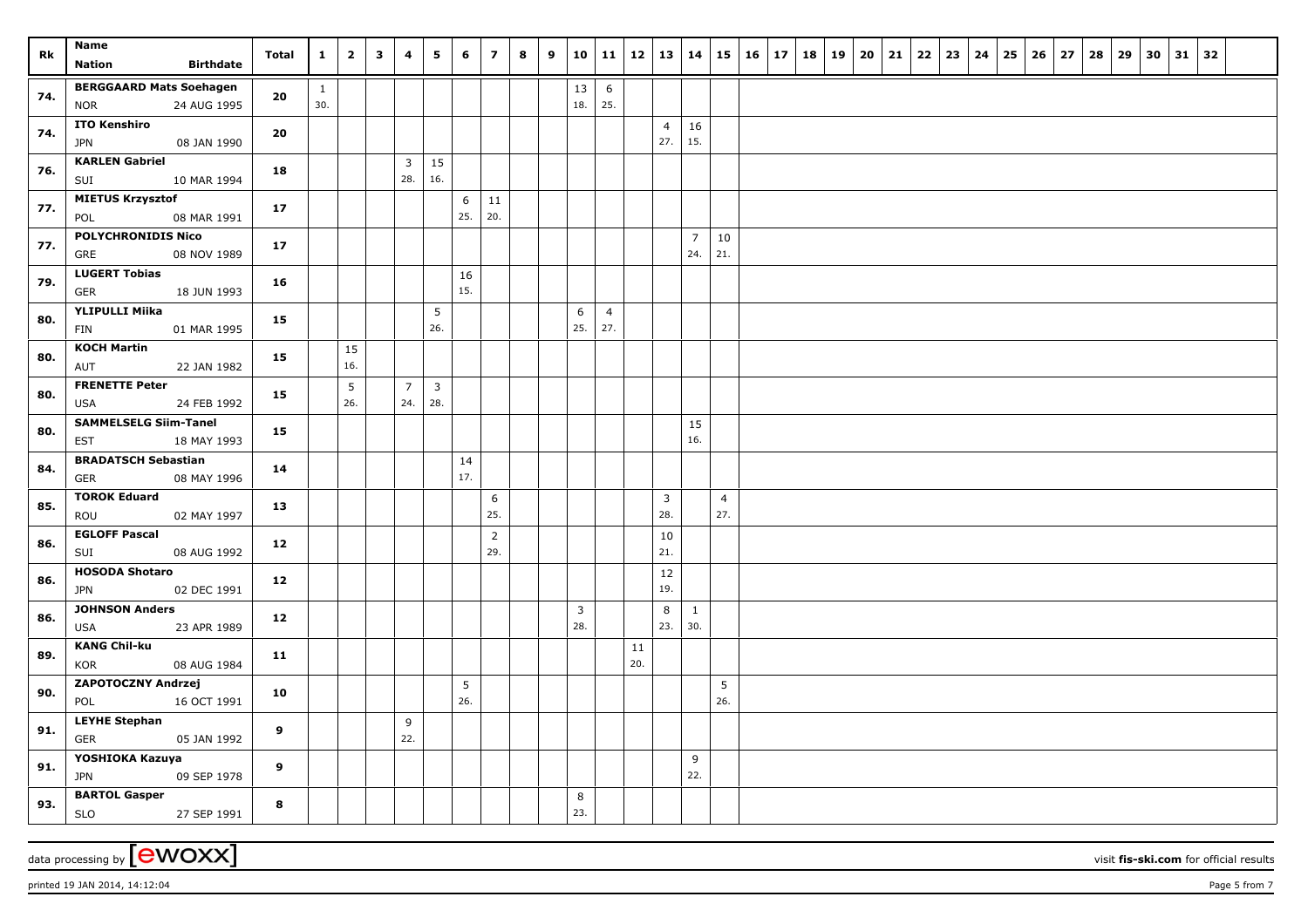| Rk | Name<br>Nation Birthdate | Total | 1 | 2 | 3 | 4 | 5 | 6 | 7 | 8 | 9 | 10 | 11 | 12 | 13 | 14 | 15 | 16 | 17 | 18 | 19 | 20 | 21 | 22 | 23 | 24 | 25 | 26 | 27 | 28 | 29 | 30 | 31 | 32 |
|---|---|---|---|---|---|---|---|---|---|---|---|---|---|---|---|---|---|---|---|---|---|---|---|---|---|---|---|---|---|---|---|---|---|---|
| 74. | **BERGGAARD Mats Soehagen**<br>NOR 24 AUG 1995 | 20 | 1<br>30. | | | | | | | | | 13<br>18. | 6<br>25. | | | | | | | | | | | | | | | | | | | | | |
| 74. | **ITO Kenshiro**<br>JPN 08 JAN 1990 | 20 | | | | | | | | | | | | | 4<br>27. | 16<br>15. | | | | | | | | | | | | | | | | | | |
| 76. | **KARLEN Gabriel**<br>SUI 10 MAR 1994 | 18 | | | | 3<br>28. | 15<br>16. | | | | | | | | | | | | | | | | | | | | | | | | | | | |
| 77. | **MIETUS Krzysztof**<br>POL 08 MAR 1991 | 17 | | | | | | 6<br>25. | 11<br>20. | | | | | | | | | | | | | | | | | | | | | | | | | |
| 77. | **POLYCHRONIDIS Nico**<br>GRE 08 NOV 1989 | 17 | | | | | | | | | | | | | | 7<br>24. | 10<br>21. | | | | | | | | | | | | | | | | | |
| 79. | **LUGERT Tobias**<br>GER 18 JUN 1993 | 16 | | | | | | 16<br>15. | | | | | | | | | | | | | | | | | | | | | | | | | | |
| 80. | **YLIPULLI Miika**<br>FIN 01 MAR 1995 | 15 | | | | | 5<br>26. | | | | | 6<br>25. | 4<br>27. | | | | | | | | | | | | | | | | | | | | | |
| 80. | **KOCH Martin**<br>AUT 22 JAN 1982 | 15 | | 15<br>16. | | | | | | | | | | | | | | | | | | | | | | | | | | | | | | |
| 80. | **FRENETTE Peter**<br>USA 24 FEB 1992 | 15 | | 5<br>26. | | 7<br>24. | 3<br>28. | | | | | | | | | | | | | | | | | | | | | | | | | | | |
| 80. | **SAMMELSELG Siim-Tanel**<br>EST 18 MAY 1993 | 15 | | | | | | | | | | | | | | 15<br>16. | | | | | | | | | | | | | | | | | | |
| 84. | **BRADATSCH Sebastian**<br>GER 08 MAY 1996 | 14 | | | | | | 14<br>17. | | | | | | | | | | | | | | | | | | | | | | | | | | |
| 85. | **TOROK Eduard**<br>ROU 02 MAY 1997 | 13 | | | | | | | 6<br>25. | | | | | | 3<br>28. | | 4<br>27. | | | | | | | | | | | | | | | | | |
| 86. | **EGLOFF Pascal**<br>SUI 08 AUG 1992 | 12 | | | | | | | 2<br>29. | | | | | | 10<br>21. | | | | | | | | | | | | | | | | | | | |
| 86. | **HOSODA Shotaro**<br>JPN 02 DEC 1991 | 12 | | | | | | | | | | | | | 12<br>19. | | | | | | | | | | | | | | | | | | | |
| 86. | **JOHNSON Anders**<br>USA 23 APR 1989 | 12 | | | | | | | | | | 3<br>28. | | | 8<br>23. | 1<br>30. | | | | | | | | | | | | | | | | | | |
| 89. | **KANG Chil-ku**<br>KOR 08 AUG 1984 | 11 | | | | | | | | | | | | 11<br>20. | | | | | | | | | | | | | | | | | | | | |
| 90. | **ZAPOTOCZNY Andrzej**<br>POL 16 OCT 1991 | 10 | | | | | | 5<br>26. | | | | | | | | | 5<br>26. | | | | | | | | | | | | | | | | | |
| 91. | **LEYHE Stephan**<br>GER 05 JAN 1992 | 9 | | | | 9<br>22. | | | | | | | | | | | | | | | | | | | | | | | | | | | | |
| 91. | **YOSHIOKA Kazuya**<br>JPN 09 SEP 1978 | 9 | | | | | | | | | | | | | | 9<br>22. | | | | | | | | | | | | | | | | | | |
| 93. | **BARTOL Gasper**<br>SLO 27 SEP 1991 | 8 | | | | | | | | | | 8<br>23. | | | | | | | | | | | | | | | | | | | | | | |

data processing by [ewoxx] visit **fis-ski.com** for official results

printed 19 JAN 2014, 14:12:04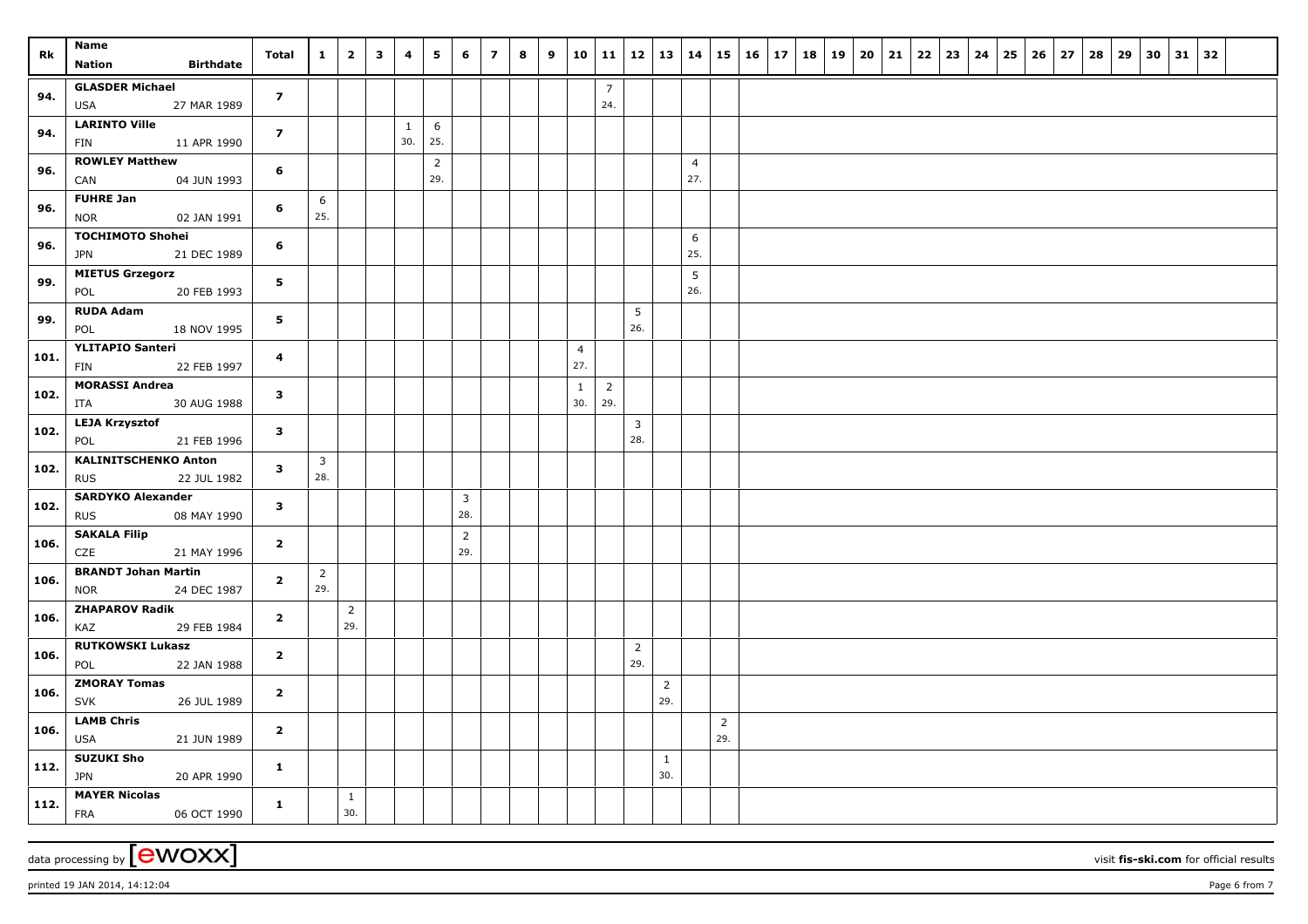| Rk | Name<br>Nation Birthdate | Total | 1 | 2 | 3 | 4 | 5 | 6 | 7 | 8 | 9 | 10 | 11 | 12 | 13 | 14 | 15 | 16 | 17 | 18 | 19 | 20 | 21 | 22 | 23 | 24 | 25 | 26 | 27 | 28 | 29 | 30 | 31 | 32 |
|---|---|---|---|---|---|---|---|---|---|---|---|---|---|---|---|---|---|---|---|---|---|---|---|---|---|---|---|---|---|---|---|---|---|---|
| 94. | GLASDER Michael<br>USA 27 MAR 1989 | 7 | | | | | | | | | | | 7<br>24. | | | | | | | | | | | | | | | | | | | | | |
| 94. | LARINTO Ville<br>FIN 11 APR 1990 | 7 | | | | 1<br>30. | 6<br>25. | | | | | | | | | | | | | | | | | | | | | | | | | | | |
| 96. | ROWLEY Matthew<br>CAN 04 JUN 1993 | 6 | | | | | 2<br>29. | | | | | | | | | 4<br>27. | | | | | | | | | | | | | | | | | | |
| 96. | FUHRE Jan<br>NOR 02 JAN 1991 | 6 | 6<br>25. | | | | | | | | | | | | | | | | | | | | | | | | | | | | | | | |
| 96. | TOCHIMOTO Shohei<br>JPN 21 DEC 1989 | 6 | | | | | | | | | | | | | | 6<br>25. | | | | | | | | | | | | | | | | | | |
| 99. | MIETUS Grzegorz<br>POL 20 FEB 1993 | 5 | | | | | | | | | | | | | | 5<br>26. | | | | | | | | | | | | | | | | | | |
| 99. | RUDA Adam<br>POL 18 NOV 1995 | 5 | | | | | | | | | | | | 5<br>26. | | | | | | | | | | | | | | | | | | | | |
| 101. | YLITAPIO Santeri<br>FIN 22 FEB 1997 | 4 | | | | | | | | | | 4<br>27. | | | | | | | | | | | | | | | | | | | | | | |
| 102. | MORASSI Andrea<br>ITA 30 AUG 1988 | 3 | | | | | | | | | | 1<br>30. | 2<br>29. | | | | | | | | | | | | | | | | | | | | | |
| 102. | LEJA Krzysztof<br>POL 21 FEB 1996 | 3 | | | | | | | | | | | | 3<br>28. | | | | | | | | | | | | | | | | | | | | |
| 102. | KALINITSCHENKO Anton<br>RUS 22 JUL 1982 | 3 | 3<br>28. | | | | | | | | | | | | | | | | | | | | | | | | | | | | | | | |
| 102. | SARDYKO Alexander<br>RUS 08 MAY 1990 | 3 | | | | | | 3<br>28. | | | | | | | | | | | | | | | | | | | | | | | | | | |
| 106. | SAKALA Filip<br>CZE 21 MAY 1996 | 2 | | | | | | 2<br>29. | | | | | | | | | | | | | | | | | | | | | | | | | | |
| 106. | BRANDT Johan Martin<br>NOR 24 DEC 1987 | 2 | 2<br>29. | | | | | | | | | | | | | | | | | | | | | | | | | | | | | | | |
| 106. | ZHAPAROV Radik<br>KAZ 29 FEB 1984 | 2 | | 2<br>29. | | | | | | | | | | | | | | | | | | | | | | | | | | | | | | |
| 106. | RUTKOWSKI Lukasz<br>POL 22 JAN 1988 | 2 | | | | | | | | | | | | 2<br>29. | | | | | | | | | | | | | | | | | | | | |
| 106. | ZMORAY Tomas<br>SVK 26 JUL 1989 | 2 | | | | | | | | | | | | | 2<br>29. | | | | | | | | | | | | | | | | | | | |
| 106. | LAMB Chris<br>USA 21 JUN 1989 | 2 | | | | | | | | | | | | | | | 2<br>29. | | | | | | | | | | | | | | | | | |
| 112. | SUZUKI Sho<br>JPN 20 APR 1990 | 1 | | | | | | | | | | | | | 1<br>30. | | | | | | | | | | | | | | | | | | | |
| 112. | MAYER Nicolas<br>FRA 06 OCT 1990 | 1 | | 1<br>30. | | | | | | | | | | | | | | | | | | | | | | | | | | | | | | |

data processing by [ewoxx]

visit fis-ski.com for official results

printed 19 JAN 2014, 14:12:04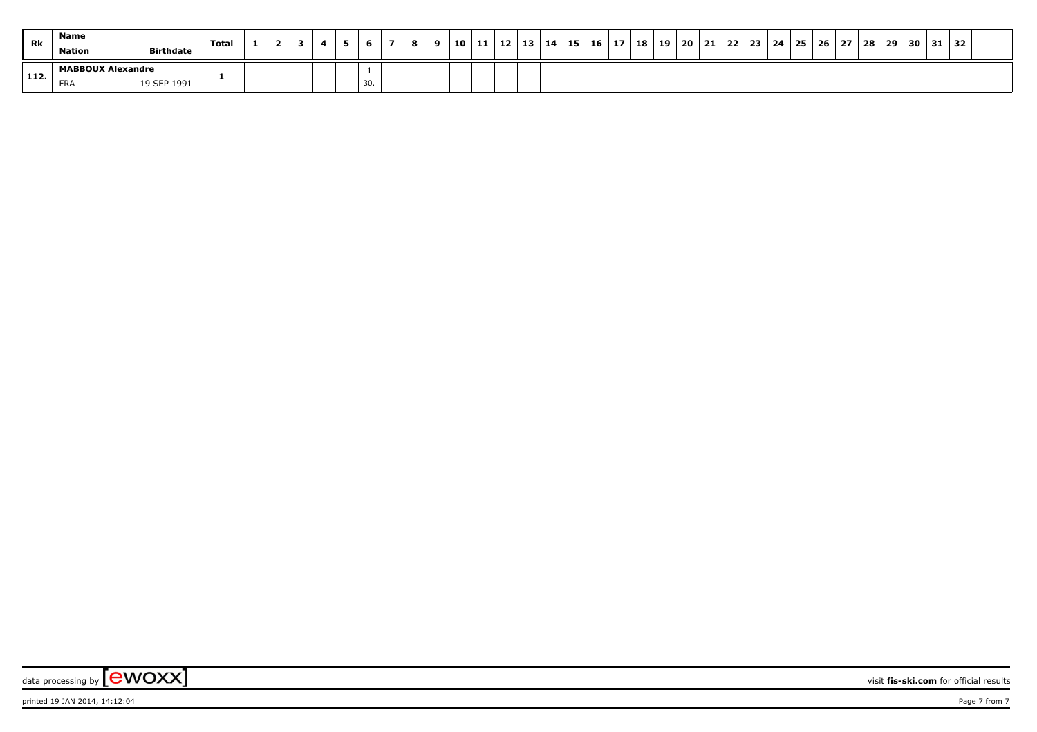| Rk | Name<br>Nation Birthdate | Total | 1 | 2 | 3 | 4 | 5 | 6 | 7 | 8 | 9 | 10 | 11 | 12 | 13 | 14 | 15 | 16 | 17 | 18 | 19 | 20 | 21 | 22 | 23 | 24 | 25 | 26 | 27 | 28 | 29 | 30 | 31 | 32 |
|---|---|---|---|---|---|---|---|---|---|---|---|---|---|---|---|---|---|---|---|---|---|---|---|---|---|---|---|---|---|---|---|---|---|---|
| 112. | **MABBOUX Alexandre**<br>FRA 19 SEP 1991 | 1 | | | | | | 1<br>30. | | | | | | | | | | | | | | | | | | | | | | | | | | |

data processing by [ewoxx]

visit **fis-ski.com** for official results

printed 19 JAN 2014, 14:12:04